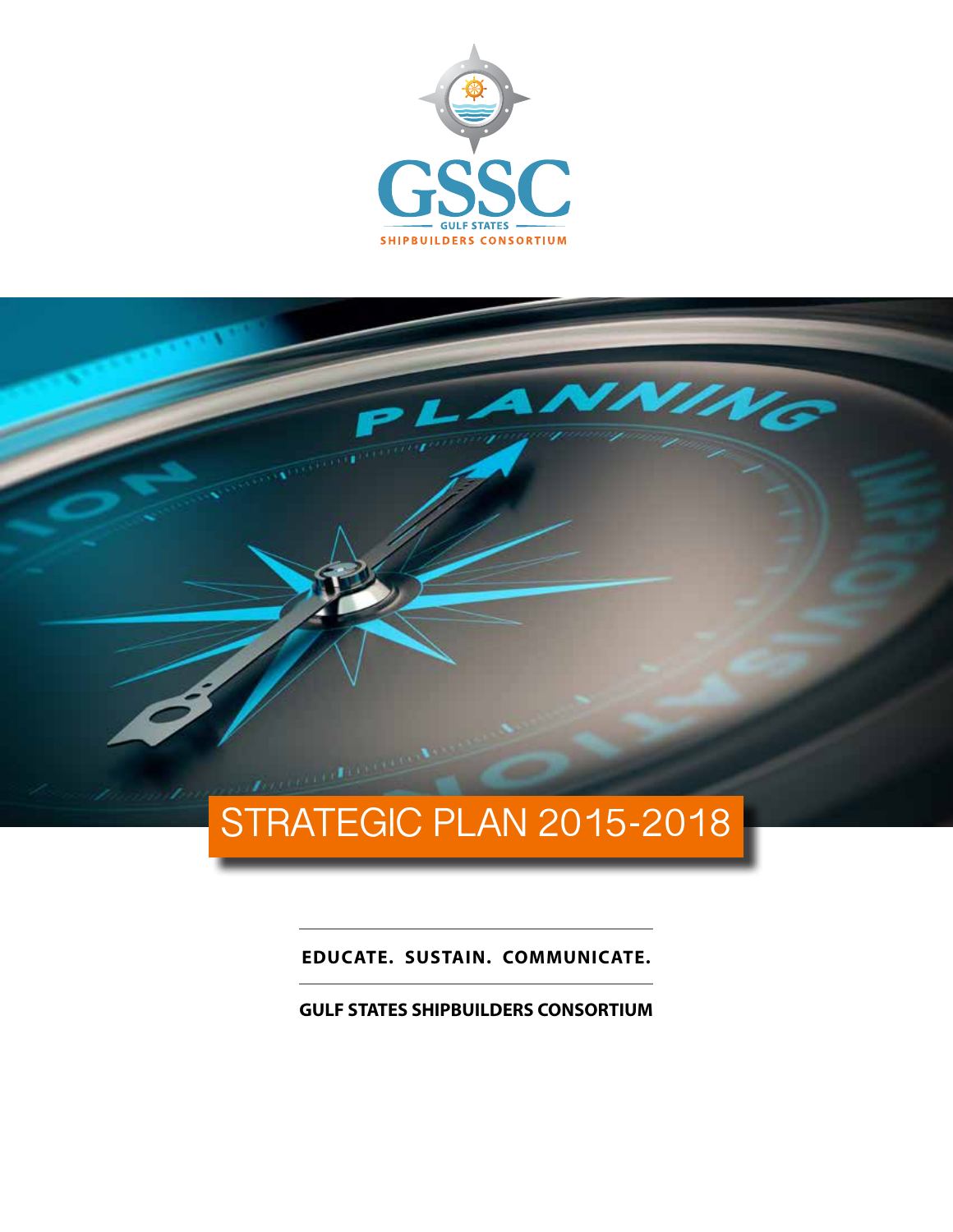GSSC

GULF STATES

SHIPBUILDERS CONSORTIUM

# STRATEGIC PLAN 2015-2018

**EDUCATE. SUSTAIN. COMMUNICATE.**

**GULF STATES SHIPBUILDERS CONSORTIUM**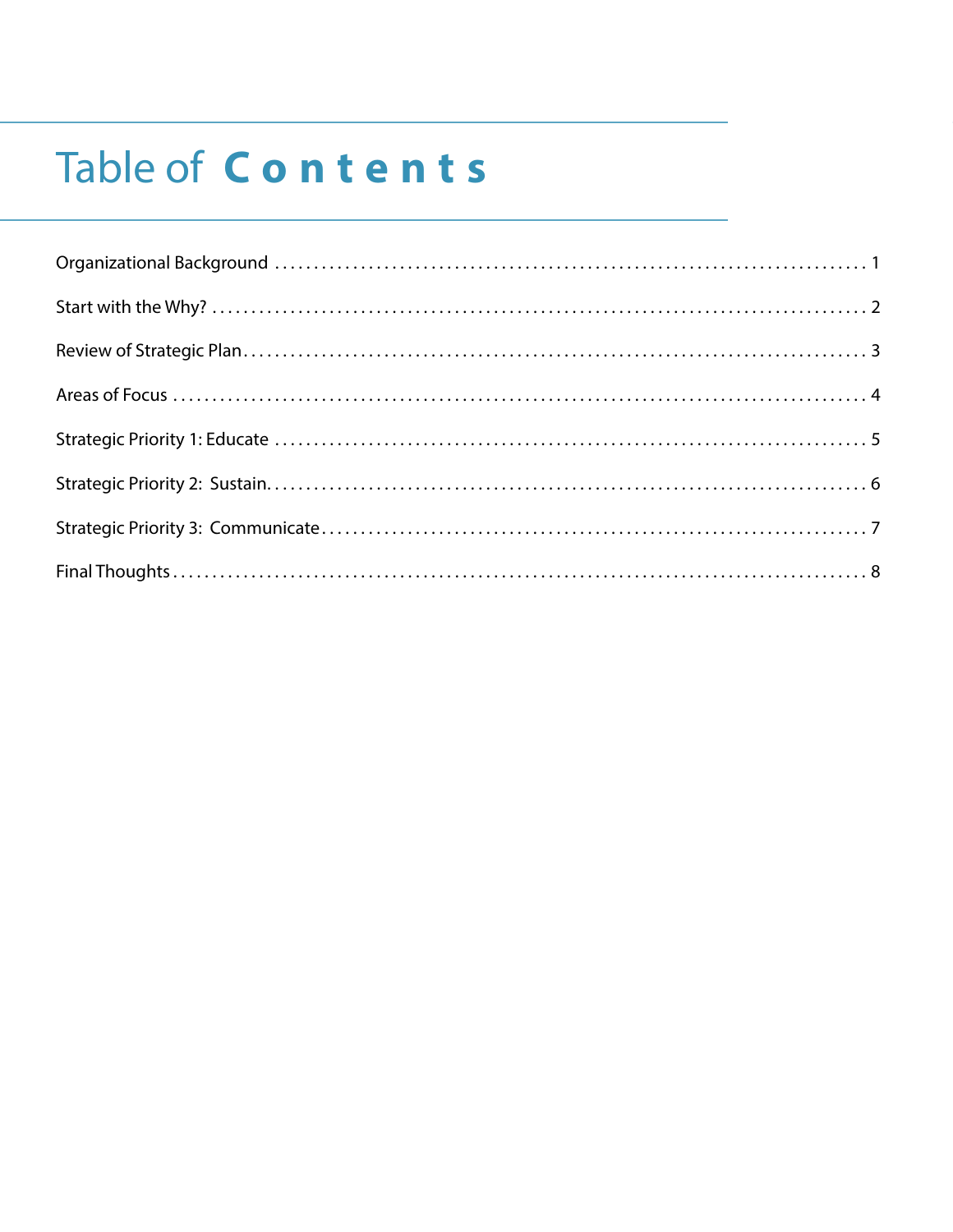# Table of Contents

Organizational Background . . . . . . . . . . . . . . . . . . . . . . . . . . . . . . . . . . . . . . . . . . . . . . . . . . . . . . . . . . . . 1

Start with the Why? . . . . . . . . . . . . . . . . . . . . . . . . . . . . . . . . . . . . . . . . . . . . . . . . . . . . . . . . . . . . . . . . . 2

Review of Strategic Plan . . . . . . . . . . . . . . . . . . . . . . . . . . . . . . . . . . . . . . . . . . . . . . . . . . . . . . . . . . . . . . 3

Areas of Focus . . . . . . . . . . . . . . . . . . . . . . . . . . . . . . . . . . . . . . . . . . . . . . . . . . . . . . . . . . . . . . . . . . . . 4

Strategic Priority 1: Educate . . . . . . . . . . . . . . . . . . . . . . . . . . . . . . . . . . . . . . . . . . . . . . . . . . . . . . . . . . 5

Strategic Priority 2: Sustain. . . . . . . . . . . . . . . . . . . . . . . . . . . . . . . . . . . . . . . . . . . . . . . . . . . . . . . . . . . 6

Strategic Priority 3: Communicate . . . . . . . . . . . . . . . . . . . . . . . . . . . . . . . . . . . . . . . . . . . . . . . . . . . . . 7

Final Thoughts . . . . . . . . . . . . . . . . . . . . . . . . . . . . . . . . . . . . . . . . . . . . . . . . . . . . . . . . . . . . . . . . . . . . . 8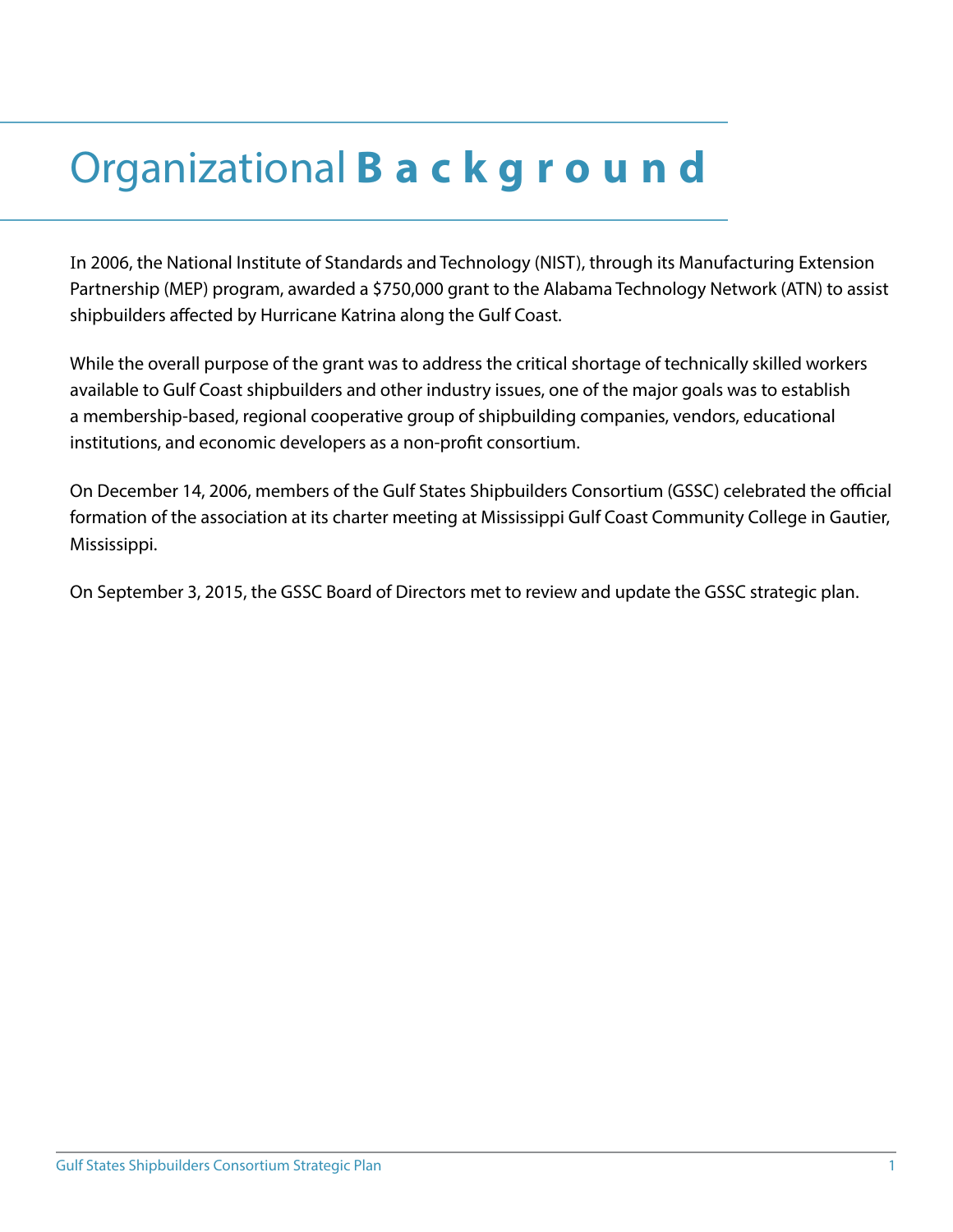# Organizational Background

In 2006, the National Institute of Standards and Technology (NIST), through its Manufacturing Extension Partnership (MEP) program, awarded a $750,000 grant to the Alabama Technology Network (ATN) to assist shipbuilders affected by Hurricane Katrina along the Gulf Coast.

While the overall purpose of the grant was to address the critical shortage of technically skilled workers available to Gulf Coast shipbuilders and other industry issues, one of the major goals was to establish a membership-based, regional cooperative group of shipbuilding companies, vendors, educational institutions, and economic developers as a non-profit consortium.

On December 14, 2006, members of the Gulf States Shipbuilders Consortium (GSSC) celebrated the official formation of the association at its charter meeting at Mississippi Gulf Coast Community College in Gautier, Mississippi.

On September 3, 2015, the GSSC Board of Directors met to review and update the GSSC strategic plan.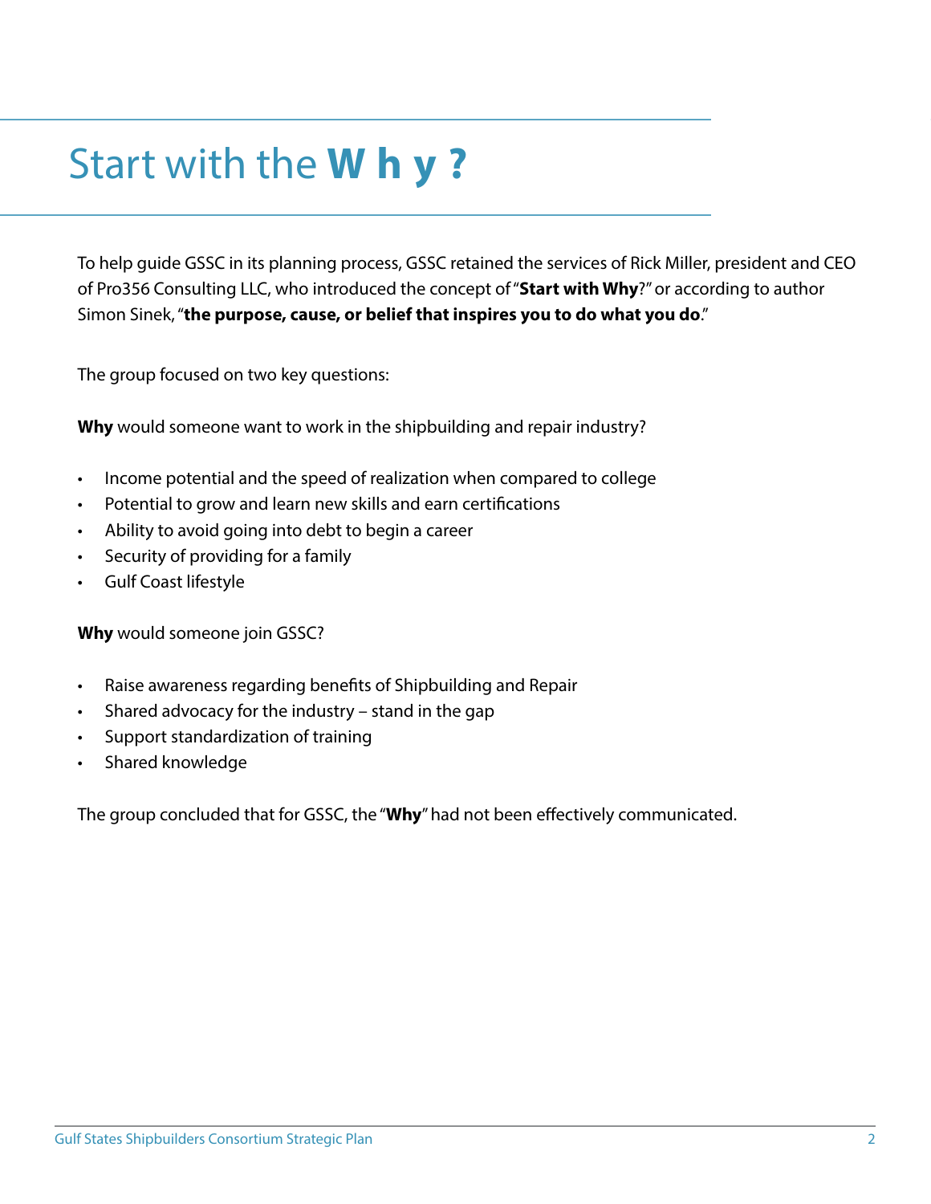# Start with the **Why?**

To help guide GSSC in its planning process, GSSC retained the services of Rick Miller, president and CEO of Pro356 Consulting LLC, who introduced the concept of "**Start with Why**?" or according to author Simon Sinek, "**the purpose, cause, or belief that inspires you to do what you do**."

The group focused on two key questions:

**Why** would someone want to work in the shipbuilding and repair industry?

- Income potential and the speed of realization when compared to college
- Potential to grow and learn new skills and earn certifications
- Ability to avoid going into debt to begin a career
- Security of providing for a family
- Gulf Coast lifestyle

**Why** would someone join GSSC?

- Raise awareness regarding benefits of Shipbuilding and Repair
- Shared advocacy for the industry – stand in the gap
- Support standardization of training
- Shared knowledge

The group concluded that for GSSC, the "**Why**" had not been effectively communicated.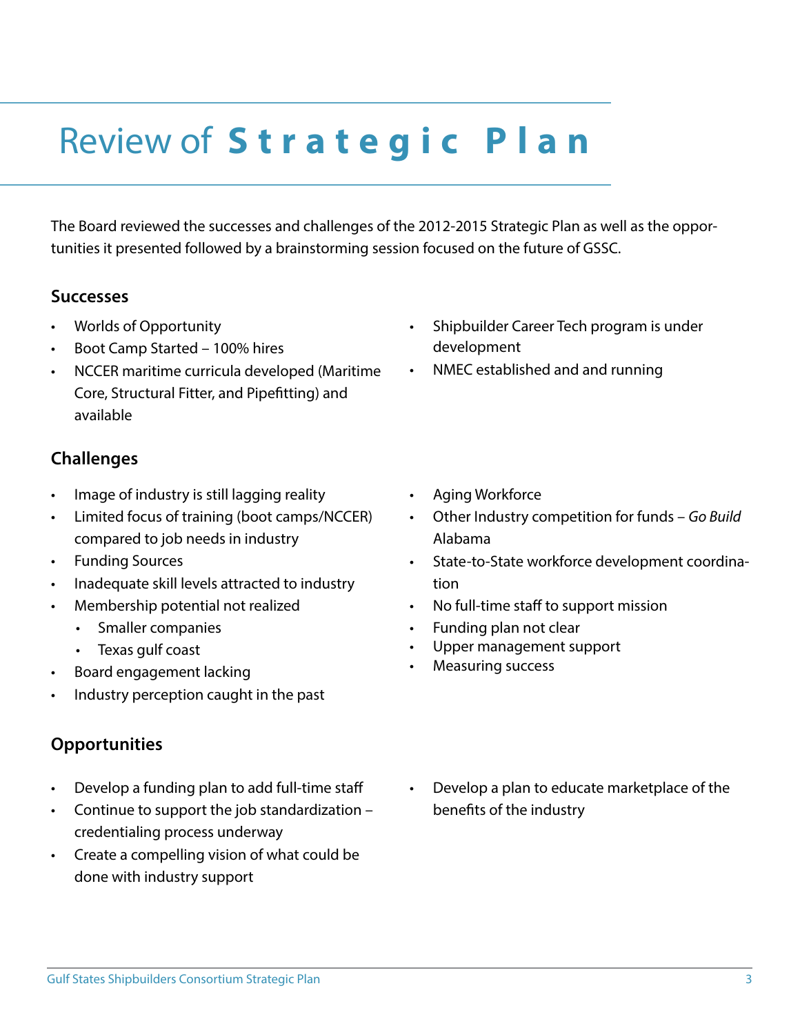# Review of **Strategic Plan**

The Board reviewed the successes and challenges of the 2012-2015 Strategic Plan as well as the opportunities it presented followed by a brainstorming session focused on the future of GSSC.

### Successes

- Worlds of Opportunity
- Boot Camp Started – 100% hires
- NCCER maritime curricula developed (Maritime Core, Structural Fitter, and Pipefitting) and available
- Shipbuilder Career Tech program is under development
- NMEC established and and running

### Challenges

- Image of industry is still lagging reality
- Limited focus of training (boot camps/NCCER) compared to job needs in industry
- Funding Sources
- Inadequate skill levels attracted to industry
- Membership potential not realized
  - Smaller companies
  - Texas gulf coast
- Board engagement lacking
- Industry perception caught in the past
- Aging Workforce
- Other Industry competition for funds – *Go Build Alabama*
- State-to-State workforce development coordination
- No full-time staff to support mission
- Funding plan not clear
- Upper management support
- Measuring success

### Opportunities

- Develop a funding plan to add full-time staff
- Continue to support the job standardization – credentialing process underway
- Create a compelling vision of what could be done with industry support
- Develop a plan to educate marketplace of the benefits of the industry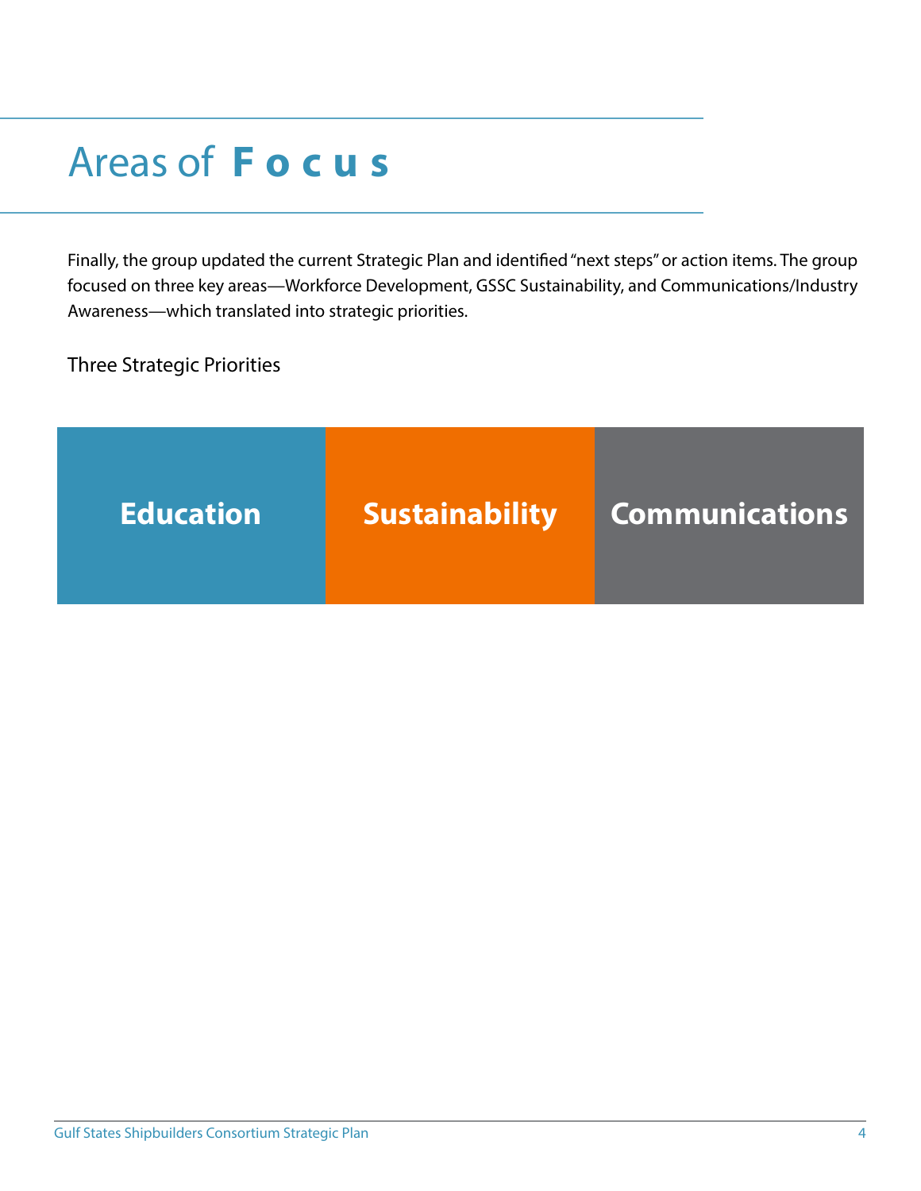# Areas of **Focus**

Finally, the group updated the current Strategic Plan and identified "next steps" or action items. The group focused on three key areas—Workforce Development, GSSC Sustainability, and Communications/Industry Awareness—which translated into strategic priorities.

Three Strategic Priorities

| Education | Sustainability | Communications |
|---|---|---|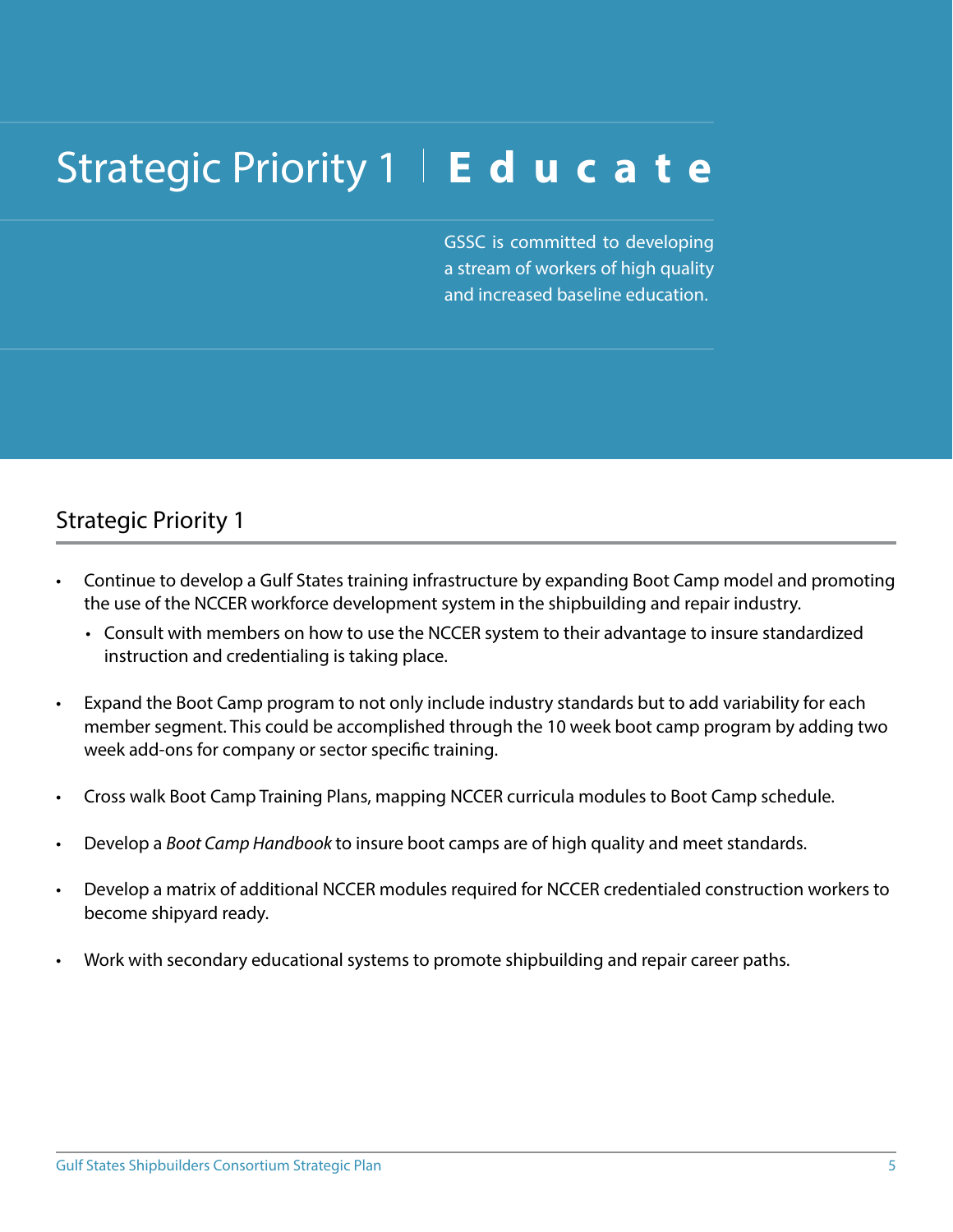# Strategic Priority 1 | Educate

GSSC is committed to developing a stream of workers of high quality and increased baseline education.

## Strategic Priority 1

- Continue to develop a Gulf States training infrastructure by expanding Boot Camp model and promoting the use of the NCCER workforce development system in the shipbuilding and repair industry.
  - Consult with members on how to use the NCCER system to their advantage to insure standardized instruction and credentialing is taking place.
- Expand the Boot Camp program to not only include industry standards but to add variability for each member segment. This could be accomplished through the 10 week boot camp program by adding two week add-ons for company or sector specific training.
- Cross walk Boot Camp Training Plans, mapping NCCER curricula modules to Boot Camp schedule.
- Develop a *Boot Camp Handbook* to insure boot camps are of high quality and meet standards.
- Develop a matrix of additional NCCER modules required for NCCER credentialed construction workers to become shipyard ready.
- Work with secondary educational systems to promote shipbuilding and repair career paths.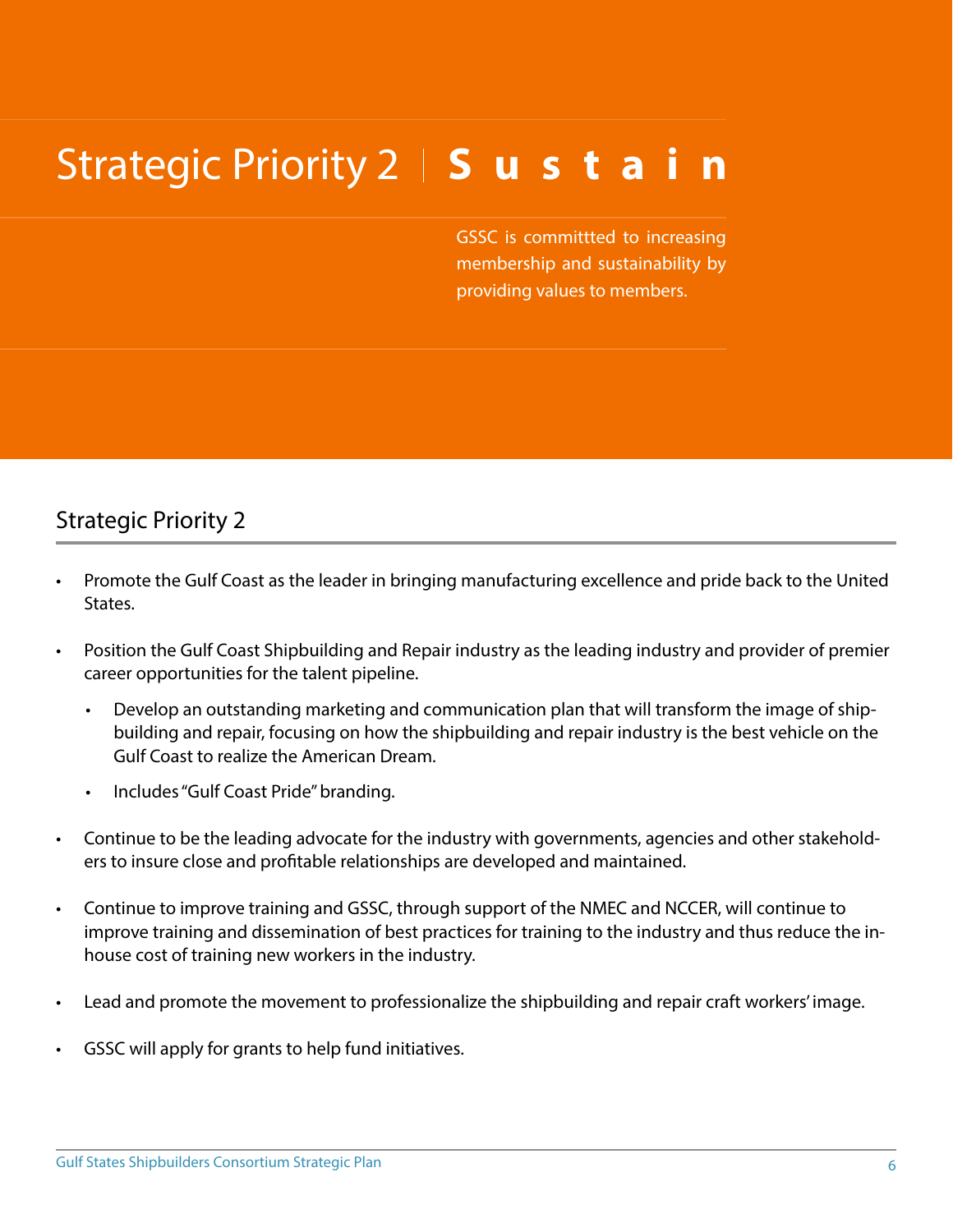# Strategic Priority 2 | Sustain

GSSC is committtted to increasing membership and sustainability by providing values to members.

## Strategic Priority 2

- Promote the Gulf Coast as the leader in bringing manufacturing excellence and pride back to the United States.
- Position the Gulf Coast Shipbuilding and Repair industry as the leading industry and provider of premier career opportunities for the talent pipeline.
  - Develop an outstanding marketing and communication plan that will transform the image of shipbuilding and repair, focusing on how the shipbuilding and repair industry is the best vehicle on the Gulf Coast to realize the American Dream.
  - Includes "Gulf Coast Pride" branding.
- Continue to be the leading advocate for the industry with governments, agencies and other stakeholders to insure close and profitable relationships are developed and maintained.
- Continue to improve training and GSSC, through support of the NMEC and NCCER, will continue to improve training and dissemination of best practices for training to the industry and thus reduce the in-house cost of training new workers in the industry.
- Lead and promote the movement to professionalize the shipbuilding and repair craft workers' image.
- GSSC will apply for grants to help fund initiatives.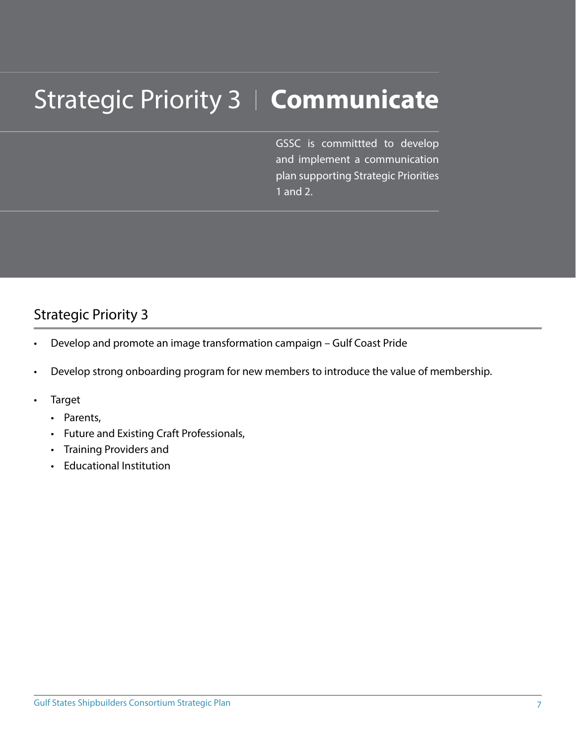# Strategic Priority 3 | **Communicate**

GSSC is committtted to develop and implement a communication plan supporting Strategic Priorities 1 and 2.

## Strategic Priority 3

- Develop and promote an image transformation campaign – Gulf Coast Pride
- Develop strong onboarding program for new members to introduce the value of membership.
- Target
  - Parents,
  - Future and Existing Craft Professionals,
  - Training Providers and
  - Educational Institution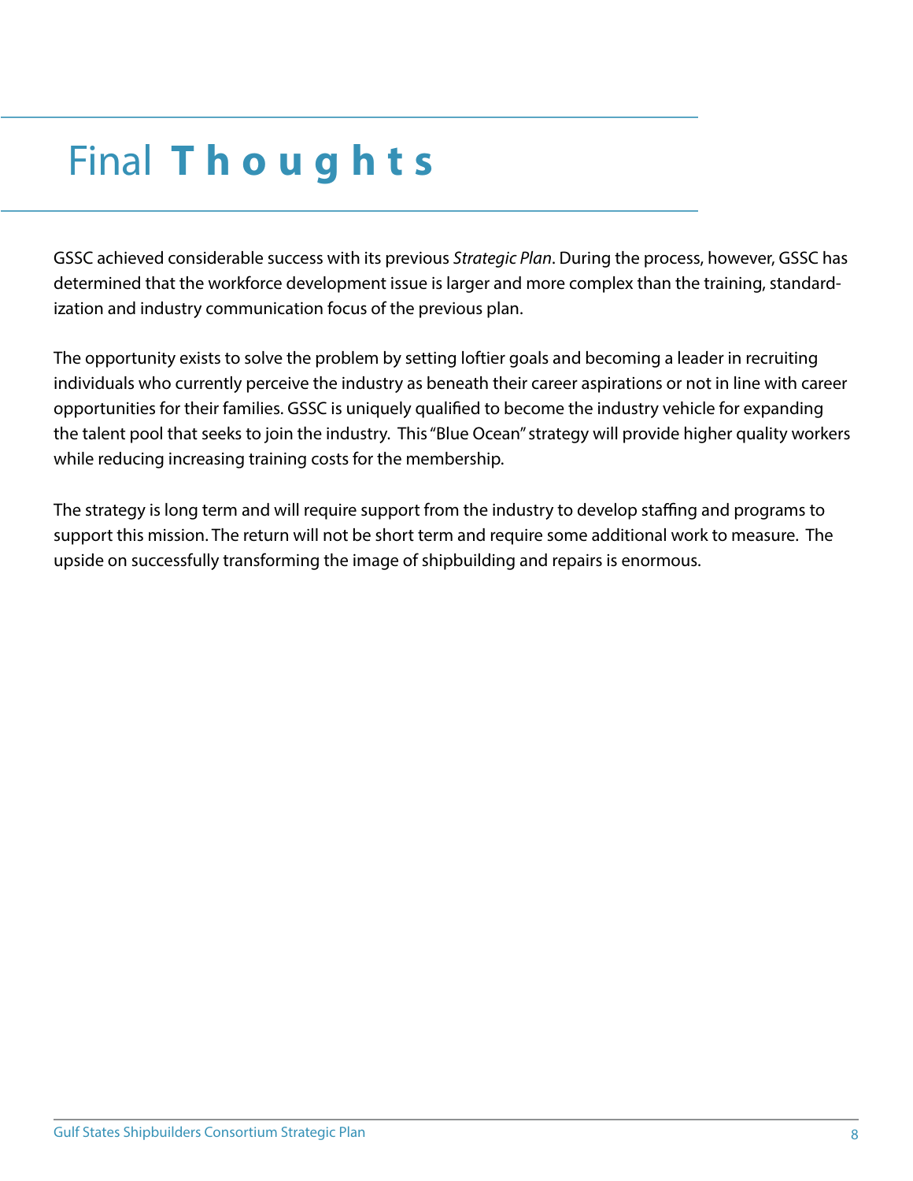# Final **Thoughts**

GSSC achieved considerable success with its previous *Strategic Plan*. During the process, however, GSSC has determined that the workforce development issue is larger and more complex than the training, standardization and industry communication focus of the previous plan.

The opportunity exists to solve the problem by setting loftier goals and becoming a leader in recruiting individuals who currently perceive the industry as beneath their career aspirations or not in line with career opportunities for their families. GSSC is uniquely qualified to become the industry vehicle for expanding the talent pool that seeks to join the industry. This "Blue Ocean" strategy will provide higher quality workers while reducing increasing training costs for the membership.

The strategy is long term and will require support from the industry to develop staffing and programs to support this mission. The return will not be short term and require some additional work to measure. The upside on successfully transforming the image of shipbuilding and repairs is enormous.